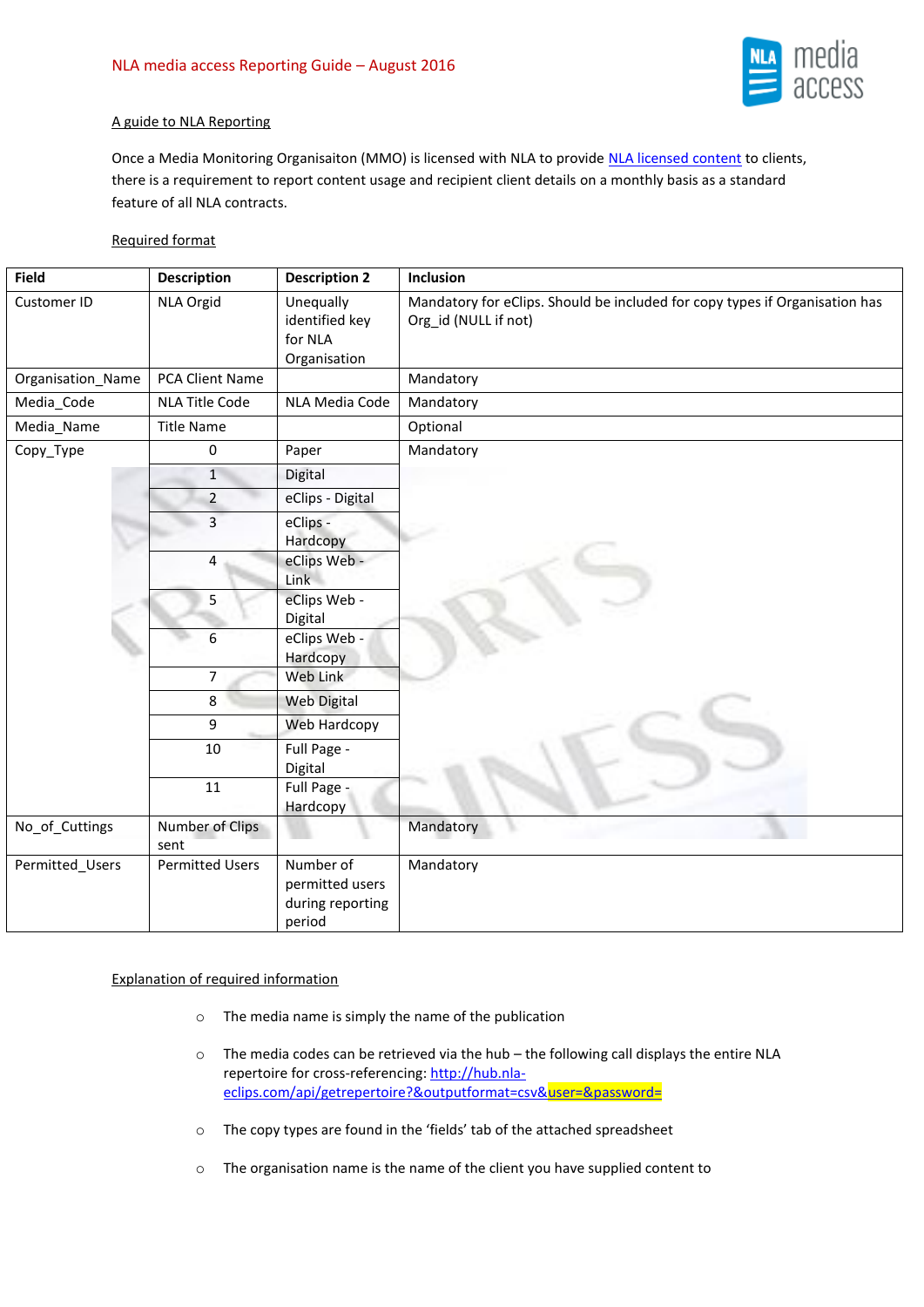# NLA media access Reporting Guide – August 2016

## A guide to NLA Reporting

Once a Media Monitoring Organisaiton (MMO) is licensed with NLA to provide NLA licensed content to clients, there is a requirement to report content usage and recipient client details on a monthly basis as a standard feature of all NLA contracts.

### Required format

| Field | Description | Description 2 | Inclusion |
|---|---|---|---|
| Customer ID | NLA Orgid | Unequally identified key for NLA Organisation | Mandatory for eClips. Should be included for copy types if Organisation has Org_id (NULL if not) |
| Organisation_Name | PCA Client Name | | Mandatory |
| Media_Code | NLA Title Code | NLA Media Code | Mandatory |
| Media_Name | Title Name | | Optional |
| Copy_Type | 0 | Paper | Mandatory |
| | 1 | Digital | |
| | 2 | eClips - Digital | |
| | 3 | eClips - Hardcopy | |
| | 4 | eClips Web - Link | |
| | 5 | eClips Web - Digital | |
| | 6 | eClips Web - Hardcopy | |
| | 7 | Web Link | |
| | 8 | Web Digital | |
| | 9 | Web Hardcopy | |
| | 10 | Full Page - Digital | |
| | 11 | Full Page - Hardcopy | |
| No_of_Cuttings | Number of Clips sent | | Mandatory |
| Permitted_Users | Permitted Users | Number of permitted users during reporting period | Mandatory |

### Explanation of required information

- The media name is simply the name of the publication
- The media codes can be retrieved via the hub – the following call displays the entire NLA repertoire for cross-referencing: http://hub.nla-eclips.com/api/getrepertoire?&outputformat=csv&user=&password=
- The copy types are found in the 'fields' tab of the attached spreadsheet
- The organisation name is the name of the client you have supplied content to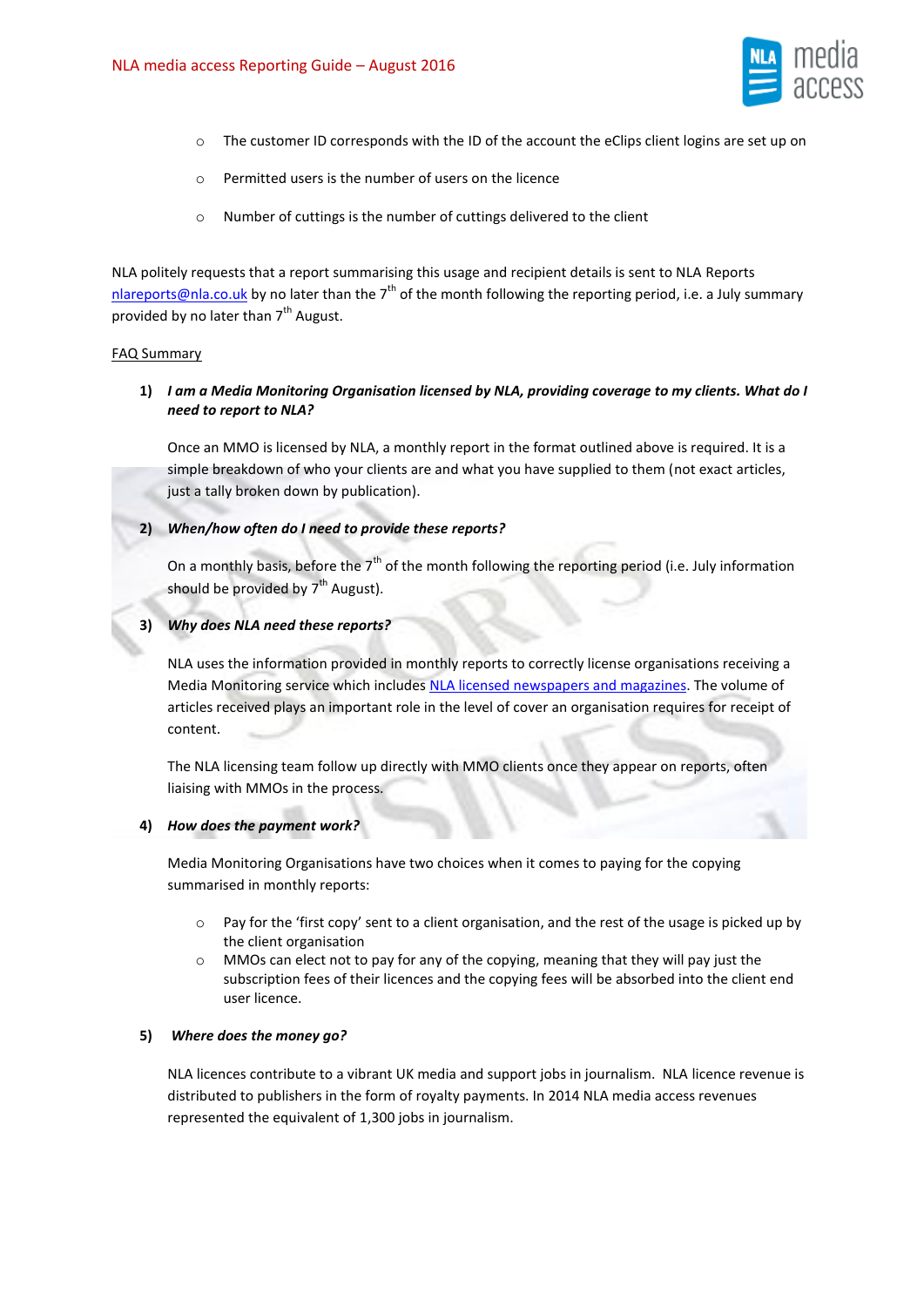- The customer ID corresponds with the ID of the account the eClips client logins are set up on
- Permitted users is the number of users on the licence
- Number of cuttings is the number of cuttings delivered to the client

NLA politely requests that a report summarising this usage and recipient details is sent to NLA Reports nlareports@nla.co.uk by no later than the 7th of the month following the reporting period, i.e. a July summary provided by no later than 7th August.

FAQ Summary

1) ***I am a Media Monitoring Organisation licensed by NLA, providing coverage to my clients. What do I need to report to NLA?***

   Once an MMO is licensed by NLA, a monthly report in the format outlined above is required. It is a simple breakdown of who your clients are and what you have supplied to them (not exact articles, just a tally broken down by publication).

2) ***When/how often do I need to provide these reports?***

   On a monthly basis, before the 7th of the month following the reporting period (i.e. July information should be provided by 7th August).

3) ***Why does NLA need these reports?***

   NLA uses the information provided in monthly reports to correctly license organisations receiving a Media Monitoring service which includes NLA licensed newspapers and magazines. The volume of articles received plays an important role in the level of cover an organisation requires for receipt of content.

   The NLA licensing team follow up directly with MMO clients once they appear on reports, often liaising with MMOs in the process.

4) ***How does the payment work?***

   Media Monitoring Organisations have two choices when it comes to paying for the copying summarised in monthly reports:

   - Pay for the 'first copy' sent to a client organisation, and the rest of the usage is picked up by the client organisation
   - MMOs can elect not to pay for any of the copying, meaning that they will pay just the subscription fees of their licences and the copying fees will be absorbed into the client end user licence.

5) ***Where does the money go?***

   NLA licences contribute to a vibrant UK media and support jobs in journalism. NLA licence revenue is distributed to publishers in the form of royalty payments. In 2014 NLA media access revenues represented the equivalent of 1,300 jobs in journalism.